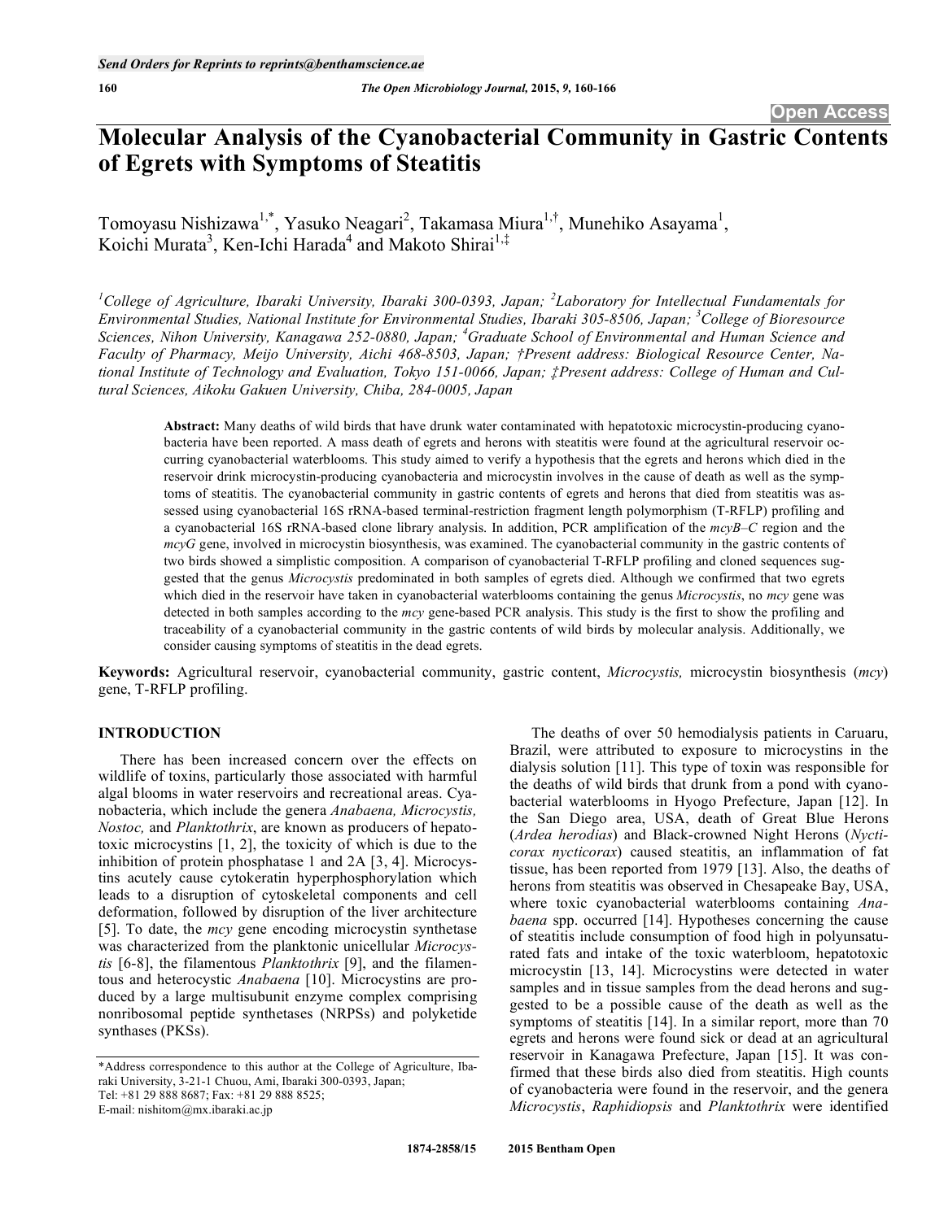# Molecular Analysis of the Cyanobacterial Community in Gastric Contents of Egrets with Symptoms of Steatitis

Tomoyasu Nishizawa[1,*], Yasuko Neagari[2], Takamasa Miura[1,†], Munehiko Asayama[1], Koichi Murata[3], Ken-Ichi Harada[4] and Makoto Shirai[1,‡]

[1]College of Agriculture, Ibaraki University, Ibaraki 300-0393, Japan; [2]Laboratory for Intellectual Fundamentals for Environmental Studies, National Institute for Environmental Studies, Ibaraki 305-8506, Japan; [3]College of Bioresource Sciences, Nihon University, Kanagawa 252-0880, Japan; [4]Graduate School of Environmental and Human Science and Faculty of Pharmacy, Meijo University, Aichi 468-8503, Japan; †Present address: Biological Resource Center, National Institute of Technology and Evaluation, Tokyo 151-0066, Japan; ‡Present address: College of Human and Cultural Sciences, Aikoku Gakuen University, Chiba, 284-0005, Japan

**Abstract:** Many deaths of wild birds that have drunk water contaminated with hepatotoxic microcystin-producing cyanobacteria have been reported. A mass death of egrets and herons with steatitis were found at the agricultural reservoir occurring cyanobacterial waterblooms. This study aimed to verify a hypothesis that the egrets and herons which died in the reservoir drink microcystin-producing cyanobacteria and microcystin involves in the cause of death as well as the symptoms of steatitis. The cyanobacterial community in gastric contents of egrets and herons that died from steatitis was assessed using cyanobacterial 16S rRNA-based terminal-restriction fragment length polymorphism (T-RFLP) profiling and a cyanobacterial 16S rRNA-based clone library analysis. In addition, PCR amplification of the *mcyB–C* region and the *mcyG* gene, involved in microcystin biosynthesis, was examined. The cyanobacterial community in the gastric contents of two birds showed a simplistic composition. A comparison of cyanobacterial T-RFLP profiling and cloned sequences suggested that the genus *Microcystis* predominated in both samples of egrets died. Although we confirmed that two egrets which died in the reservoir have taken in cyanobacterial waterblooms containing the genus *Microcystis*, no *mcy* gene was detected in both samples according to the *mcy* gene-based PCR analysis. This study is the first to show the profiling and traceability of a cyanobacterial community in the gastric contents of wild birds by molecular analysis. Additionally, we consider causing symptoms of steatitis in the dead egrets.

**Keywords:** Agricultural reservoir, cyanobacterial community, gastric content, *Microcystis,* microcystin biosynthesis (*mcy*) gene, T-RFLP profiling.

## INTRODUCTION

There has been increased concern over the effects on wildlife of toxins, particularly those associated with harmful algal blooms in water reservoirs and recreational areas. Cyanobacteria, which include the genera *Anabaena, Microcystis, Nostoc,* and *Planktothrix*, are known as producers of hepatotoxic microcystins [1, 2], the toxicity of which is due to the inhibition of protein phosphatase 1 and 2A [3, 4]. Microcystins acutely cause cytokeratin hyperphosphorylation which leads to a disruption of cytoskeletal components and cell deformation, followed by disruption of the liver architecture [5]. To date, the *mcy* gene encoding microcystin synthetase was characterized from the planktonic unicellular *Microcystis* [6-8], the filamentous *Planktothrix* [9], and the filamentous and heterocystic *Anabaena* [10]. Microcystins are produced by a large multisubunit enzyme complex comprising nonribosomal peptide synthetases (NRPSs) and polyketide synthases (PKSs).

The deaths of over 50 hemodialysis patients in Caruaru, Brazil, were attributed to exposure to microcystins in the dialysis solution [11]. This type of toxin was responsible for the deaths of wild birds that drunk from a pond with cyanobacterial waterblooms in Hyogo Prefecture, Japan [12]. In the San Diego area, USA, death of Great Blue Herons (*Ardea herodias*) and Black-crowned Night Herons (*Nycticorax nycticorax*) caused steatitis, an inflammation of fat tissue, has been reported from 1979 [13]. Also, the deaths of herons from steatitis was observed in Chesapeake Bay, USA, where toxic cyanobacterial waterblooms containing *Anabaena* spp. occurred [14]. Hypotheses concerning the cause of steatitis include consumption of food high in polyunsaturated fats and intake of the toxic waterbloom, hepatotoxic microcystin [13, 14]. Microcystins were detected in water samples and in tissue samples from the dead herons and suggested to be a possible cause of the death as well as the symptoms of steatitis [14]. In a similar report, more than 70 egrets and herons were found sick or dead at an agricultural reservoir in Kanagawa Prefecture, Japan [15]. It was confirmed that these birds also died from steatitis. High counts of cyanobacteria were found in the reservoir, and the genera *Microcystis*, *Raphidiopsis* and *Planktothrix* were identified

*Address correspondence to this author at the College of Agriculture, Ibaraki University, 3-21-1 Chuou, Ami, Ibaraki 300-0393, Japan;
Tel: +81 29 888 8687; Fax: +81 29 888 8525;
E-mail: nishitom@mx.ibaraki.ac.jp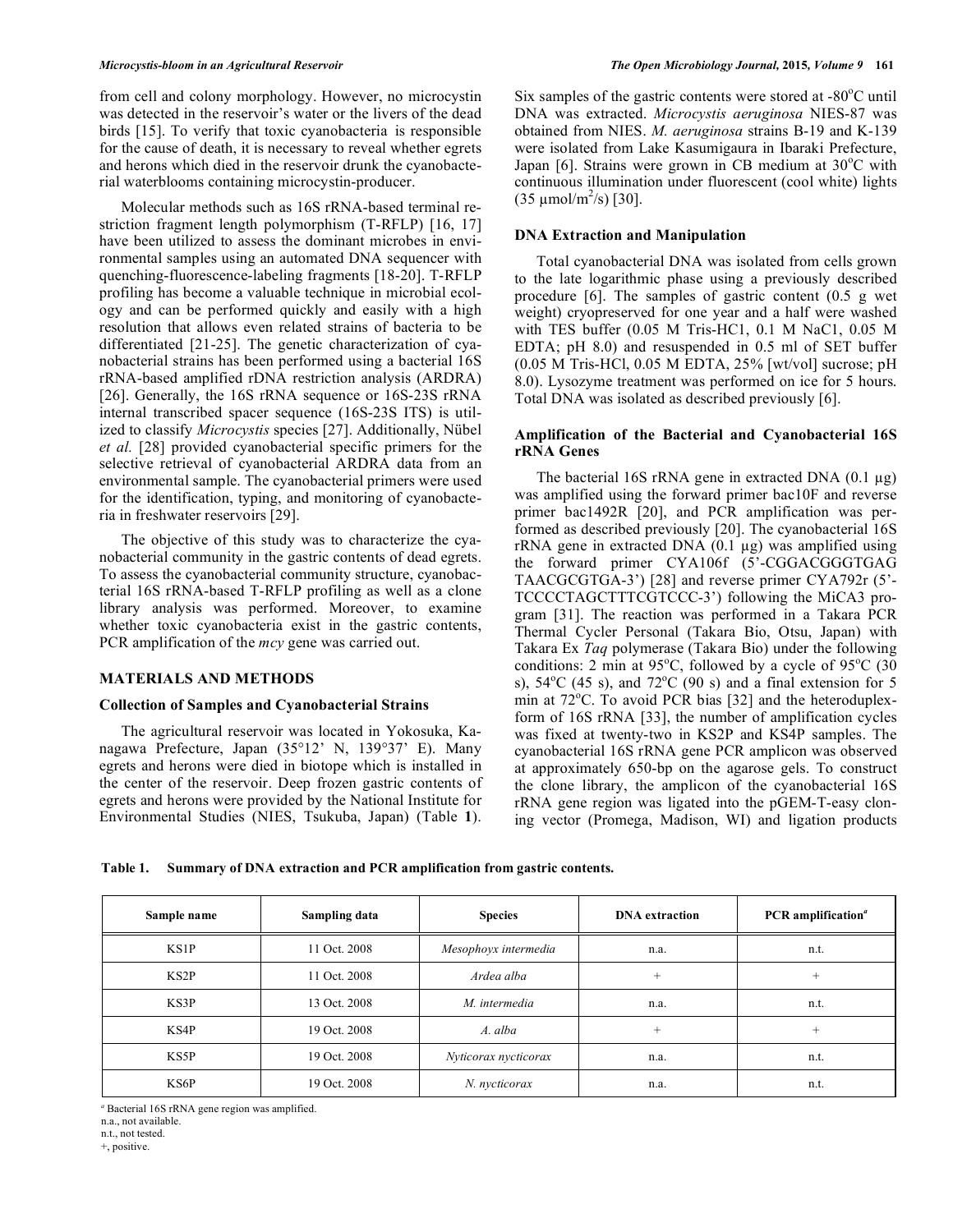from cell and colony morphology. However, no microcystin was detected in the reservoir's water or the livers of the dead birds [15]. To verify that toxic cyanobacteria is responsible for the cause of death, it is necessary to reveal whether egrets and herons which died in the reservoir drunk the cyanobacterial waterblooms containing microcystin-producer.

Molecular methods such as 16S rRNA-based terminal restriction fragment length polymorphism (T-RFLP) [16, 17] have been utilized to assess the dominant microbes in environmental samples using an automated DNA sequencer with quenching-fluorescence-labeling fragments [18-20]. T-RFLP profiling has become a valuable technique in microbial ecology and can be performed quickly and easily with a high resolution that allows even related strains of bacteria to be differentiated [21-25]. The genetic characterization of cyanobacterial strains has been performed using a bacterial 16S rRNA-based amplified rDNA restriction analysis (ARDRA) [26]. Generally, the 16S rRNA sequence or 16S-23S rRNA internal transcribed spacer sequence (16S-23S ITS) is utilized to classify *Microcystis* species [27]. Additionally, Nübel *et al.* [28] provided cyanobacterial specific primers for the selective retrieval of cyanobacterial ARDRA data from an environmental sample. The cyanobacterial primers were used for the identification, typing, and monitoring of cyanobacteria in freshwater reservoirs [29].

The objective of this study was to characterize the cyanobacterial community in the gastric contents of dead egrets. To assess the cyanobacterial community structure, cyanobacterial 16S rRNA-based T-RFLP profiling as well as a clone library analysis was performed. Moreover, to examine whether toxic cyanobacteria exist in the gastric contents, PCR amplification of the *mcy* gene was carried out.

## MATERIALS AND METHODS

### Collection of Samples and Cyanobacterial Strains

The agricultural reservoir was located in Yokosuka, Kanagawa Prefecture, Japan (35°12' N, 139°37' E). Many egrets and herons were died in biotope which is installed in the center of the reservoir. Deep frozen gastric contents of egrets and herons were provided by the National Institute for Environmental Studies (NIES, Tsukuba, Japan) (Table **1**).

Six samples of the gastric contents were stored at -80°C until DNA was extracted. *Microcystis aeruginosa* NIES-87 was obtained from NIES. *M. aeruginosa* strains B-19 and K-139 were isolated from Lake Kasumigaura in Ibaraki Prefecture, Japan [6]. Strains were grown in CB medium at 30°C with continuous illumination under fluorescent (cool white) lights (35 µmol/m$^2$/s) [30].

### DNA Extraction and Manipulation

Total cyanobacterial DNA was isolated from cells grown to the late logarithmic phase using a previously described procedure [6]. The samples of gastric content (0.5 g wet weight) cryopreserved for one year and a half were washed with TES buffer (0.05 M Tris-HC1, 0.1 M NaC1, 0.05 M EDTA; pH 8.0) and resuspended in 0.5 ml of SET buffer (0.05 M Tris-HCl, 0.05 M EDTA, 25% [wt/vol] sucrose; pH 8.0). Lysozyme treatment was performed on ice for 5 hours. Total DNA was isolated as described previously [6].

### Amplification of the Bacterial and Cyanobacterial 16S rRNA Genes

The bacterial 16S rRNA gene in extracted DNA (0.1 µg) was amplified using the forward primer bac10F and reverse primer bac1492R [20], and PCR amplification was performed as described previously [20]. The cyanobacterial 16S rRNA gene in extracted DNA (0.1 µg) was amplified using the forward primer CYA106f (5'-CGGACGGGTGAG TAACGCGTGA-3') [28] and reverse primer CYA792r (5'-TCCCCTAGCTTTCGTCCC-3') following the MiCA3 program [31]. The reaction was performed in a Takara PCR Thermal Cycler Personal (Takara Bio, Otsu, Japan) with Takara Ex *Taq* polymerase (Takara Bio) under the following conditions: 2 min at 95°C, followed by a cycle of 95°C (30 s), 54°C (45 s), and 72°C (90 s) and a final extension for 5 min at 72°C. To avoid PCR bias [32] and the heteroduplex-form of 16S rRNA [33], the number of amplification cycles was fixed at twenty-two in KS2P and KS4P samples. The cyanobacterial 16S rRNA gene PCR amplicon was observed at approximately 650-bp on the agarose gels. To construct the clone library, the amplicon of the cyanobacterial 16S rRNA gene region was ligated into the pGEM-T-easy cloning vector (Promega, Madison, WI) and ligation products

**Table 1. Summary of DNA extraction and PCR amplification from gastric contents.**

| Sample name | Sampling data | Species | DNA extraction | PCR amplification[a] |
|---|---|---|---|---|
| KS1P | 11 Oct. 2008 | *Mesophoyx intermedia* | n.a. | n.t. |
| KS2P | 11 Oct. 2008 | *Ardea alba* | + | + |
| KS3P | 13 Oct. 2008 | *M. intermedia* | n.a. | n.t. |
| KS4P | 19 Oct. 2008 | *A. alba* | + | + |
| KS5P | 19 Oct. 2008 | *Nyticorax nycticorax* | n.a. | n.t. |
| KS6P | 19 Oct. 2008 | *N. nycticorax* | n.a. | n.t. |

[a] Bacterial 16S rRNA gene region was amplified.
n.a., not available.
n.t., not tested.
+, positive.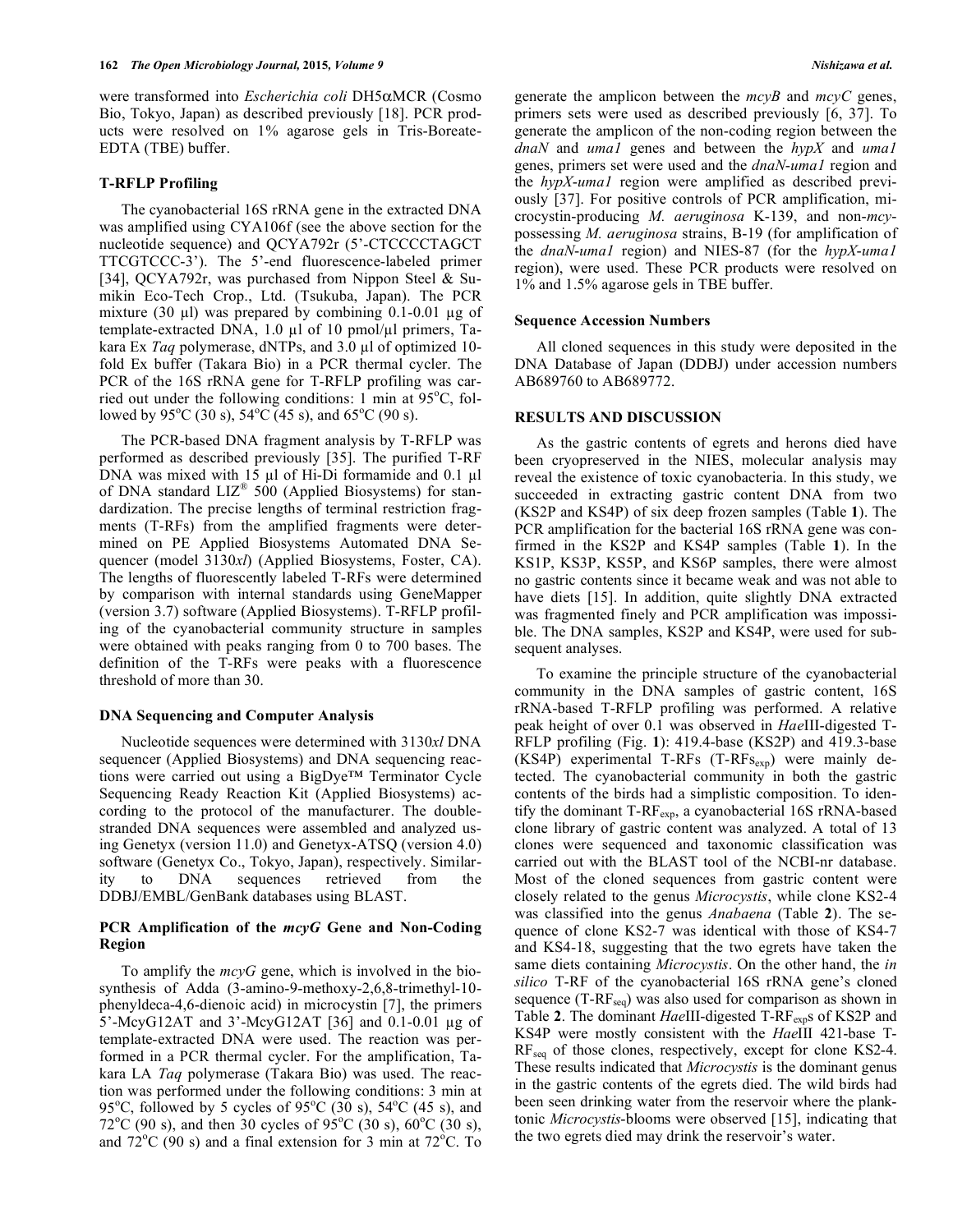were transformed into *Escherichia coli* DH5αMCR (Cosmo Bio, Tokyo, Japan) as described previously [18]. PCR products were resolved on 1% agarose gels in Tris-Boreate-EDTA (TBE) buffer.

### T-RFLP Profiling

The cyanobacterial 16S rRNA gene in the extracted DNA was amplified using CYA106f (see the above section for the nucleotide sequence) and QCYA792r (5'-CTCCCCTAGCT TTCGTCCC-3'). The 5'-end fluorescence-labeled primer [34], QCYA792r, was purchased from Nippon Steel & Sumikin Eco-Tech Crop., Ltd. (Tsukuba, Japan). The PCR mixture (30 µl) was prepared by combining 0.1-0.01 µg of template-extracted DNA, 1.0 µl of 10 pmol/µl primers, Takara Ex *Taq* polymerase, dNTPs, and 3.0 µl of optimized 10-fold Ex buffer (Takara Bio) in a PCR thermal cycler. The PCR of the 16S rRNA gene for T-RFLP profiling was carried out under the following conditions: 1 min at 95°C, followed by 95°C (30 s), 54°C (45 s), and 65°C (90 s).

The PCR-based DNA fragment analysis by T-RFLP was performed as described previously [35]. The purified T-RF DNA was mixed with 15 µl of Hi-Di formamide and 0.1 µl of DNA standard LIZ® 500 (Applied Biosystems) for standardization. The precise lengths of terminal restriction fragments (T-RFs) from the amplified fragments were determined on PE Applied Biosystems Automated DNA Sequencer (model 3130*xl*) (Applied Biosystems, Foster, CA). The lengths of fluorescently labeled T-RFs were determined by comparison with internal standards using GeneMapper (version 3.7) software (Applied Biosystems). T-RFLP profiling of the cyanobacterial community structure in samples were obtained with peaks ranging from 0 to 700 bases. The definition of the T-RFs were peaks with a fluorescence threshold of more than 30.

### DNA Sequencing and Computer Analysis

Nucleotide sequences were determined with 3130*xl* DNA sequencer (Applied Biosystems) and DNA sequencing reactions were carried out using a BigDye™ Terminator Cycle Sequencing Ready Reaction Kit (Applied Biosystems) according to the protocol of the manufacturer. The double-stranded DNA sequences were assembled and analyzed using Genetyx (version 11.0) and Genetyx-ATSQ (version 4.0) software (Genetyx Co., Tokyo, Japan), respectively. Similarity to DNA sequences retrieved from the DDBJ/EMBL/GenBank databases using BLAST.

### PCR Amplification of the *mcyG* Gene and Non-Coding Region

To amplify the *mcyG* gene, which is involved in the biosynthesis of Adda (3-amino-9-methoxy-2,6,8-trimethyl-10-phenyldeca-4,6-dienoic acid) in microcystin [7], the primers 5'-McyG12AT and 3'-McyG12AT [36] and 0.1-0.01 µg of template-extracted DNA were used. The reaction was performed in a PCR thermal cycler. For the amplification, Takara LA *Taq* polymerase (Takara Bio) was used. The reaction was performed under the following conditions: 3 min at 95°C, followed by 5 cycles of 95°C (30 s), 54°C (45 s), and 72°C (90 s), and then 30 cycles of 95°C (30 s), 60°C (30 s), and 72°C (90 s) and a final extension for 3 min at 72°C. To generate the amplicon between the *mcyB* and *mcyC* genes, primers sets were used as described previously [6, 37]. To generate the amplicon of the non-coding region between the *dnaN* and *uma1* genes and between the *hypX* and *uma1* genes, primer sets were used and the *dnaN*-*uma1* region and the *hypX*-*uma1* region were amplified as described previously [37]. For positive controls of PCR amplification, microcystin-producing *M. aeruginosa* K-139, and non-*mcy*-possessing *M. aeruginosa* strains, B-19 (for amplification of the *dnaN*-*uma1* region) and NIES-87 (for the *hypX*-*uma1* region), were used. These PCR products were resolved on 1% and 1.5% agarose gels in TBE buffer.

### Sequence Accession Numbers

All cloned sequences in this study were deposited in the DNA Database of Japan (DDBJ) under accession numbers AB689760 to AB689772.

## RESULTS AND DISCUSSION

As the gastric contents of egrets and herons died have been cryopreserved in the NIES, molecular analysis may reveal the existence of toxic cyanobacteria. In this study, we succeeded in extracting gastric content DNA from two (KS2P and KS4P) of six deep frozen samples (Table **1**). The PCR amplification for the bacterial 16S rRNA gene was confirmed in the KS2P and KS4P samples (Table **1**). In the KS1P, KS3P, KS5P, and KS6P samples, there were almost no gastric contents since it became weak and was not able to have diets [15]. In addition, quite slightly DNA extracted was fragmented finely and PCR amplification was impossible. The DNA samples, KS2P and KS4P, were used for subsequent analyses.

To examine the principle structure of the cyanobacterial community in the DNA samples of gastric content, 16S rRNA-based T-RFLP profiling was performed. A relative peak height of over 0.1 was observed in *Hae*III-digested T-RFLP profiling (Fig. **1**): 419.4-base (KS2P) and 419.3-base (KS4P) experimental T-RFs (T-RFs$_{exp}$) were mainly detected. The cyanobacterial community in both the gastric contents of the birds had a simplistic composition. To identify the dominant T-RF$_{exp}$, a cyanobacterial 16S rRNA-based clone library of gastric content was analyzed. A total of 13 clones were sequenced and taxonomic classification was carried out with the BLAST tool of the NCBI-nr database. Most of the cloned sequences from gastric content were closely related to the genus *Microcystis*, while clone KS2-4 was classified into the genus *Anabaena* (Table **2**). The sequence of clone KS2-7 was identical with those of KS4-7 and KS4-18, suggesting that the two egrets have taken the same diets containing *Microcystis*. On the other hand, the *in silico* T-RF of the cyanobacterial 16S rRNA gene's cloned sequence (T-RF$_{seq}$) was also used for comparison as shown in Table **2**. The dominant *Hae*III-digested T-RF$_{exp}$s of KS2P and KS4P were mostly consistent with the *Hae*III 421-base T-RF$_{seq}$ of those clones, respectively, except for clone KS2-4. These results indicated that *Microcystis* is the dominant genus in the gastric contents of the egrets died. The wild birds had been seen drinking water from the reservoir where the planktonic *Microcystis*-blooms were observed [15], indicating that the two egrets died may drink the reservoir's water.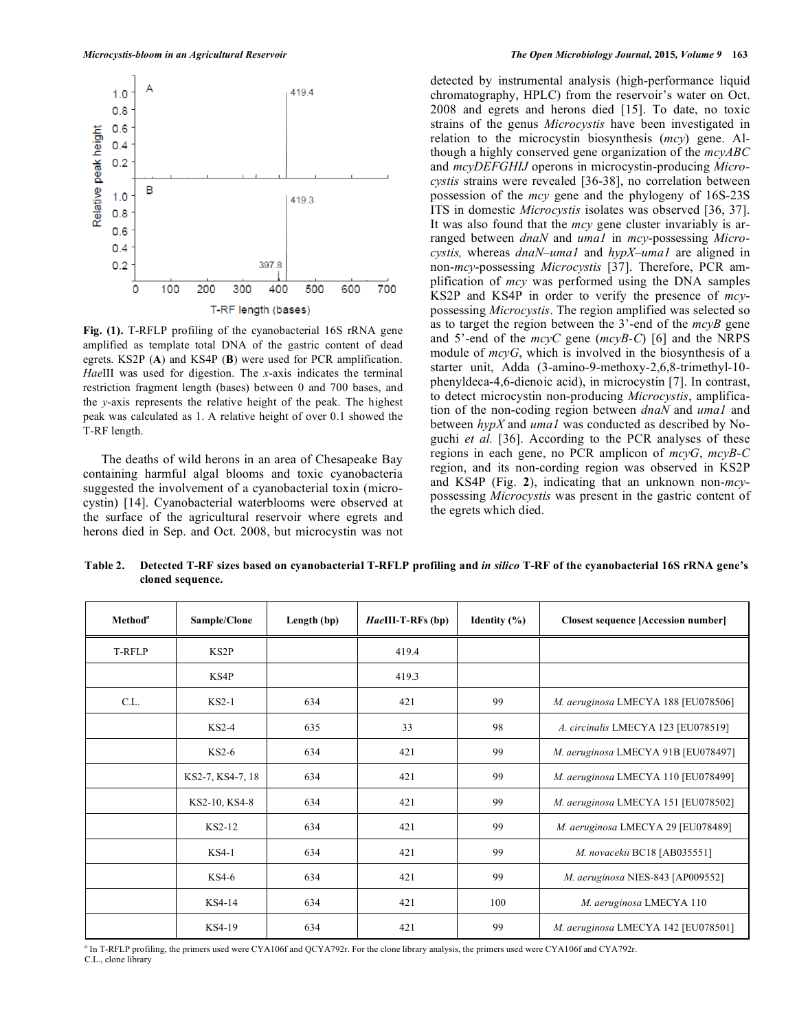A

1.0
0.8
0.6
0.4
0.2

419.4

B

1.0
0.8
0.6
0.4
0.2

419.3

397.8

Relative peak height

0 100 200 300 400 500 600 700

T-RF length (bases)

**Fig. (1).** T-RFLP profiling of the cyanobacterial 16S rRNA gene amplified as template total DNA of the gastric content of dead egrets. KS2P (**A**) and KS4P (**B**) were used for PCR amplification. *Hae*III was used for digestion. The *x*-axis indicates the terminal restriction fragment length (bases) between 0 and 700 bases, and the *y*-axis represents the relative height of the peak. The highest peak was calculated as 1. A relative height of over 0.1 showed the T-RF length.

The deaths of wild herons in an area of Chesapeake Bay containing harmful algal blooms and toxic cyanobacteria suggested the involvement of a cyanobacterial toxin (microcystin) [14]. Cyanobacterial waterblooms were observed at the surface of the agricultural reservoir where egrets and herons died in Sep. and Oct. 2008, but microcystin was not detected by instrumental analysis (high-performance liquid chromatography, HPLC) from the reservoir's water on Oct. 2008 and egrets and herons died [15]. To date, no toxic strains of the genus *Microcystis* have been investigated in relation to the microcystin biosynthesis (*mcy*) gene. Although a highly conserved gene organization of the *mcyABC* and *mcyDEFGHIJ* operons in microcystin-producing *Microcystis* strains were revealed [36-38], no correlation between possession of the *mcy* gene and the phylogeny of 16S-23S ITS in domestic *Microcystis* isolates was observed [36, 37]. It was also found that the *mcy* gene cluster invariably is arranged between *dnaN* and *uma1* in *mcy*-possessing *Microcystis,* whereas *dnaN*–*uma1* and *hypX*–*uma1* are aligned in non-*mcy*-possessing *Microcystis* [37]. Therefore, PCR amplification of *mcy* was performed using the DNA samples KS2P and KS4P in order to verify the presence of *mcy*-possessing *Microcystis*. The region amplified was selected so as to target the region between the 3'-end of the *mcyB* gene and 5'-end of the *mcyC* gene (*mcyB-C*) [6] and the NRPS module of *mcyG*, which is involved in the biosynthesis of a starter unit, Adda (3-amino-9-methoxy-2,6,8-trimethyl-10-phenyldeca-4,6-dienoic acid), in microcystin [7]. In contrast, to detect microcystin non-producing *Microcystis*, amplification of the non-coding region between *dnaN* and *uma1* and between *hypX* and *uma1* was conducted as described by Noguchi *et al.* [36]. According to the PCR analyses of these regions in each gene, no PCR amplicon of *mcyG*, *mcyB-C* region, and its non-cording region was observed in KS2P and KS4P (Fig. **2**), indicating that an unknown non-*mcy*-possessing *Microcystis* was present in the gastric content of the egrets which died.

**Table 2. Detected T-RF sizes based on cyanobacterial T-RFLP profiling and *in silico* T-RF of the cyanobacterial 16S rRNA gene's cloned sequence.**

| Method[a] | Sample/Clone | Length (bp) | *Hae*III-T-RFs (bp) | Identity (%) | Closest sequence [Accession number] |
|---|---|---|---|---|---|
| T-RFLP | KS2P | | 419.4 | | |
| | KS4P | | 419.3 | | |
| C.L. | KS2-1 | 634 | 421 | 99 | *M. aeruginosa* LMECYA 188 [EU078506] |
| | KS2-4 | 635 | 33 | 98 | *A. circinalis* LMECYA 123 [EU078519] |
| | KS2-6 | 634 | 421 | 99 | *M. aeruginosa* LMECYA 91B [EU078497] |
| | KS2-7, KS4-7, 18 | 634 | 421 | 99 | *M. aeruginosa* LMECYA 110 [EU078499] |
| | KS2-10, KS4-8 | 634 | 421 | 99 | *M. aeruginosa* LMECYA 151 [EU078502] |
| | KS2-12 | 634 | 421 | 99 | *M. aeruginosa* LMECYA 29 [EU078489] |
| | KS4-1 | 634 | 421 | 99 | *M. novacekii* BC18 [AB035551] |
| | KS4-6 | 634 | 421 | 99 | *M. aeruginosa* NIES-843 [AP009552] |
| | KS4-14 | 634 | 421 | 100 | *M. aeruginosa* LMECYA 110 |
| | KS4-19 | 634 | 421 | 99 | *M. aeruginosa* LMECYA 142 [EU078501] |

[a] In T-RFLP profiling, the primers used were CYA106f and QCYA792r. For the clone library analysis, the primers used were CYA106f and CYA792r.
C.L., clone library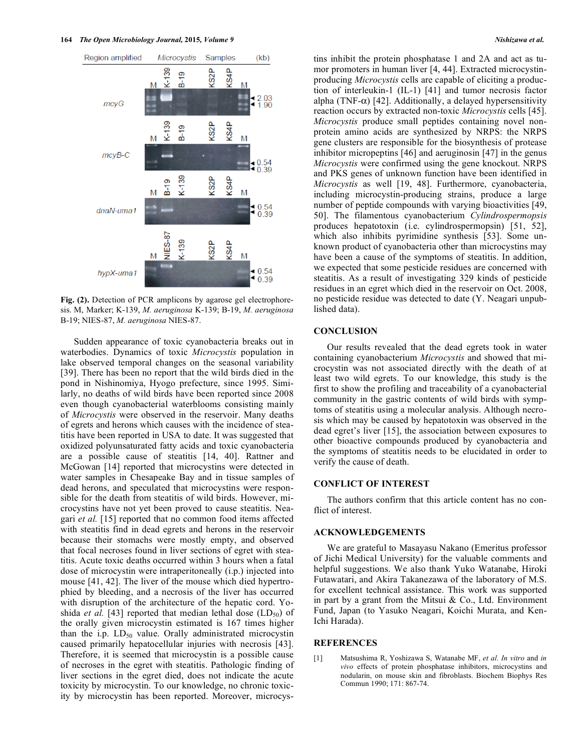Region amplified Microcystis Samples (kb)

mcyG: M, K-139, B-19, KS2P, KS4P, M; 2.03, 1.90

mcyB-C: M, K-139, B-19, KS2P, KS4P, M; 0.54, 0.39

dnaN-uma1: M, B-19, K-139, KS2P, KS4P, M; 0.54, 0.39

hypX-uma1: M, NIES-87, K-139, KS2P, KS4P, M; 0.54, 0.39

**Fig. (2).** Detection of PCR amplicons by agarose gel electrophoresis. M, Marker; K-139, *M. aeruginosa* K-139; B-19, *M. aeruginosa* B-19; NIES-87, *M. aeruginosa* NIES-87.

Sudden appearance of toxic cyanobacteria breaks out in waterbodies. Dynamics of toxic *Microcystis* population in lake observed temporal changes on the seasonal variability [39]. There has been no report that the wild birds died in the pond in Nishinomiya, Hyogo prefecture, since 1995. Similarly, no deaths of wild birds have been reported since 2008 even though cyanobacterial waterblooms consisting mainly of *Microcystis* were observed in the reservoir. Many deaths of egrets and herons which causes with the incidence of steatitis have been reported in USA to date. It was suggested that oxidized polyunsaturated fatty acids and toxic cyanobacteria are a possible cause of steatitis [14, 40]. Rattner and McGowan [14] reported that microcystins were detected in water samples in Chesapeake Bay and in tissue samples of dead herons, and speculated that microcystins were responsible for the death from steatitis of wild birds. However, microcystins have not yet been proved to cause steatitis. Neagari *et al.* [15] reported that no common food items affected with steatitis find in dead egrets and herons in the reservoir because their stomachs were mostly empty, and observed that focal necroses found in liver sections of egret with steatitis. Acute toxic deaths occurred within 3 hours when a fatal dose of microcystin were intraperitoneally (i.p.) injected into mouse [41, 42]. The liver of the mouse which died hypertrophied by bleeding, and a necrosis of the liver has occurred with disruption of the architecture of the hepatic cord. Yoshida *et al.* [43] reported that median lethal dose ($LD_{50}$) of the orally given microcystin estimated is 167 times higher than the i.p. $LD_{50}$ value. Orally administrated microcystin caused primarily hepatocellular injuries with necrosis [43]. Therefore, it is seemed that microcystin is a possible cause of necroses in the egret with steatitis. Pathologic finding of liver sections in the egret died, does not indicate the acute toxicity by microcystin. To our knowledge, no chronic toxicity by microcystin has been reported. Moreover, microcystins inhibit the protein phosphatase 1 and 2A and act as tumor promoters in human liver [4, 44]. Extracted microcystin-producing *Microcystis* cells are capable of eliciting a production of interleukin-1 (IL-1) [41] and tumor necrosis factor alpha (TNF-$\alpha$) [42]. Additionally, a delayed hypersensitivity reaction occurs by extracted non-toxic *Microcystis* cells [45]. *Microcystis* produce small peptides containing novel non-protein amino acids are synthesized by NRPS: the NRPS gene clusters are responsible for the biosynthesis of protease inhibitor micropeptins [46] and aeruginosin [47] in the genus *Microcystis* were confirmed using the gene knockout. NRPS and PKS genes of unknown function have been identified in *Microcystis* as well [19, 48]. Furthermore, cyanobacteria, including microcystin-producing strains, produce a large number of peptide compounds with varying bioactivities [49, 50]. The filamentous cyanobacterium *Cylindrospermopsis* produces hepatotoxin (i.e. cylindrospermopsin) [51, 52], which also inhibits pyrimidine synthesis [53]. Some unknown product of cyanobacteria other than microcystins may have been a cause of the symptoms of steatitis. In addition, we expected that some pesticide residues are concerned with steatitis. As a result of investigating 329 kinds of pesticide residues in an egret which died in the reservoir on Oct. 2008, no pesticide residue was detected to date (Y. Neagari unpublished data).

## CONCLUSION

Our results revealed that the dead egrets took in water containing cyanobacterium *Microcystis* and showed that microcystin was not associated directly with the death of at least two wild egrets. To our knowledge, this study is the first to show the profiling and traceability of a cyanobacterial community in the gastric contents of wild birds with symptoms of steatitis using a molecular analysis. Although necrosis which may be caused by hepatotoxin was observed in the dead egret's liver [15], the association between exposures to other bioactive compounds produced by cyanobacteria and the symptoms of steatitis needs to be elucidated in order to verify the cause of death.

## CONFLICT OF INTEREST

The authors confirm that this article content has no conflict of interest.

## ACKNOWLEDGEMENTS

We are grateful to Masayasu Nakano (Emeritus professor of Jichi Medical University) for the valuable comments and helpful suggestions. We also thank Yuko Watanabe, Hiroki Futawatari, and Akira Takanezawa of the laboratory of M.S. for excellent technical assistance. This work was supported in part by a grant from the Mitsui & Co., Ltd. Environment Fund, Japan (to Yasuko Neagari, Koichi Murata, and Ken-Ichi Harada).

## REFERENCES

[1] Matsushima R, Yoshizawa S, Watanabe MF, *et al. In vitro* and *in vivo* effects of protein phosphatase inhibitors, microcystins and nodularin, on mouse skin and fibroblasts. Biochem Biophys Res Commun 1990; 171: 867-74.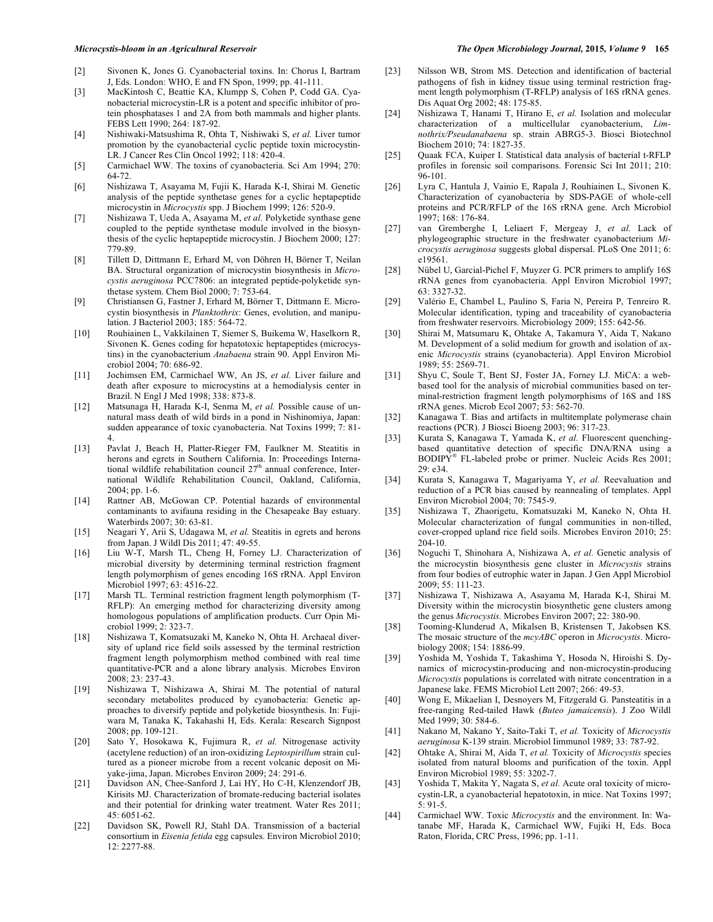[2] Sivonen K, Jones G. Cyanobacterial toxins. In: Chorus I, Bartram J, Eds. London: WHO, E and FN Spon, 1999; pp. 41-111.

[3] MacKintosh C, Beattie KA, Klumpp S, Cohen P, Codd GA. Cyanobacterial microcystin-LR is a potent and specific inhibitor of protein phosphatases 1 and 2A from both mammals and higher plants. FEBS Lett 1990; 264: 187-92.

[4] Nishiwaki-Matsushima R, Ohta T, Nishiwaki S, *et al.* Liver tumor promotion by the cyanobacterial cyclic peptide toxin microcystin-LR. J Cancer Res Clin Oncol 1992; 118: 420-4.

[5] Carmichael WW. The toxins of cyanobacteria. Sci Am 1994; 270: 64-72.

[6] Nishizawa T, Asayama M, Fujii K, Harada K-I, Shirai M. Genetic analysis of the peptide synthetase genes for a cyclic heptapeptide microcystin in *Microcystis* spp. J Biochem 1999; 126: 520-9.

[7] Nishizawa T, Ueda A, Asayama M, *et al.* Polyketide synthase gene coupled to the peptide synthetase module involved in the biosynthesis of the cyclic heptapeptide microcystin. J Biochem 2000; 127: 779-89.

[8] Tillett D, Dittmann E, Erhard M, von Döhren H, Börner T, Neilan BA. Structural organization of microcystin biosynthesis in *Microcystis aeruginosa* PCC7806: an integrated peptide-polyketide synthetase system. Chem Biol 2000; 7: 753-64.

[9] Christiansen G, Fastner J, Erhard M, Börner T, Dittmann E. Microcystin biosynthesis in *Planktothrix*: Genes, evolution, and manipulation. J Bacteriol 2003; 185: 564-72.

[10] Rouhiainen L, Vakkilainen T, Siemer S, Buikema W, Haselkorn R, Sivonen K. Genes coding for hepatotoxic heptapeptides (microcystins) in the cyanobacterium *Anabaena* strain 90. Appl Environ Microbiol 2004; 70: 686-92.

[11] Jochimsen EM, Carmichael WW, An JS, *et al.* Liver failure and death after exposure to microcystins at a hemodialysis center in Brazil. N Engl J Med 1998; 338: 873-8.

[12] Matsunaga H, Harada K-I, Senma M, *et al.* Possible cause of unnatural mass death of wild birds in a pond in Nishinomiya, Japan: sudden appearance of toxic cyanobacteria. Nat Toxins 1999; 7: 81-4.

[13] Pavlat J, Beach H, Platter-Rieger FM, Faulkner M. Steatitis in herons and egrets in Southern California. In: Proceedings International wildlife rehabilitation council 27th annual conference, International Wildlife Rehabilitation Council, Oakland, California, 2004; pp. 1-6.

[14] Rattner AB, McGowan CP. Potential hazards of environmental contaminants to avifauna residing in the Chesapeake Bay estuary. Waterbirds 2007; 30: 63-81.

[15] Neagari Y, Arii S, Udagawa M, *et al.* Steatitis in egrets and herons from Japan. J Wildl Dis 2011; 47: 49-55.

[16] Liu W-T, Marsh TL, Cheng H, Forney LJ. Characterization of microbial diversity by determining terminal restriction fragment length polymorphism of genes encoding 16S rRNA. Appl Environ Microbiol 1997; 63: 4516-22.

[17] Marsh TL. Terminal restriction fragment length polymorphism (T-RFLP): An emerging method for characterizing diversity among homologous populations of amplification products. Curr Opin Microbiol 1999; 2: 323-7.

[18] Nishizawa T, Komatsuzaki M, Kaneko N, Ohta H. Archaeal diversity of upland rice field soils assessed by the terminal restriction fragment length polymorphism method combined with real time quantitative-PCR and a alone library analysis. Microbes Environ 2008; 23: 237-43.

[19] Nishizawa T, Nishizawa A, Shirai M. The potential of natural secondary metabolites produced by cyanobacteria: Genetic approaches to diversify peptide and polyketide biosynthesis. In: Fujiwara M, Tanaka K, Takahashi H, Eds. Kerala: Research Signpost 2008; pp. 109-121.

[20] Sato Y, Hosokawa K, Fujimura R, *et al.* Nitrogenase activity (acetylene reduction) of an iron-oxidizing *Leptospirillum* strain cultured as a pioneer microbe from a recent volcanic deposit on Miyake-jima, Japan. Microbes Environ 2009; 24: 291-6.

[21] Davidson AN, Chee-Sanford J, Lai HY, Ho C-H, Klenzendorf JB, Kirisits MJ. Characterization of bromate-reducing bacterial isolates and their potential for drinking water treatment. Water Res 2011; 45: 6051-62.

[22] Davidson SK, Powell RJ, Stahl DA. Transmission of a bacterial consortium in *Eisenia fetida* egg capsules. Environ Microbiol 2010; 12: 2277-88.

[23] Nilsson WB, Strom MS. Detection and identification of bacterial pathogens of fish in kidney tissue using terminal restriction fragment length polymorphism (T-RFLP) analysis of 16S rRNA genes. Dis Aquat Org 2002; 48: 175-85.

[24] Nishizawa T, Hanami T, Hirano E, *et al.* Isolation and molecular characterization of a multicellular cyanobacterium, *Limnothrix/Pseudanabaena* sp. strain ABRG5-3. Biosci Biotechnol Biochem 2010; 74: 1827-35.

[25] Quaak FCA, Kuiper I. Statistical data analysis of bacterial t-RFLP profiles in forensic soil comparisons. Forensic Sci Int 2011; 210: 96-101.

[26] Lyra C, Hantula J, Vainio E, Rapala J, Rouhiainen L, Sivonen K. Characterization of cyanobacteria by SDS-PAGE of whole-cell proteins and PCR/RFLP of the 16S rRNA gene. Arch Microbiol 1997; 168: 176-84.

[27] van Gremberghe I, Leliaert F, Mergeay J, *et al.* Lack of phylogeographic structure in the freshwater cyanobacterium *Microcystis aeruginosa* suggests global dispersal. PLoS One 2011; 6: e19561.

[28] Nübel U, Garcial-Pichel F, Muyzer G. PCR primers to amplify 16S rRNA genes from cyanobacteria. Appl Environ Microbiol 1997; 63: 3327-32.

[29] Valério E, Chambel L, Paulino S, Faria N, Pereira P, Tenreiro R. Molecular identification, typing and traceability of cyanobacteria from freshwater reservoirs. Microbiology 2009; 155: 642-56.

[30] Shirai M, Matsumaru K, Ohtake A, Takamura Y, Aida T, Nakano M. Development of a solid medium for growth and isolation of axenic *Microcystis* strains (cyanobacteria). Appl Environ Microbiol 1989; 55: 2569-71.

[31] Shyu C, Soule T, Bent SJ, Foster JA, Forney LJ. MiCA: a web-based tool for the analysis of microbial communities based on terminal-restriction fragment length polymorphisms of 16S and 18S rRNA genes. Microb Ecol 2007; 53: 562-70.

[32] Kanagawa T. Bias and artifacts in multitemplate polymerase chain reactions (PCR). J Biosci Bioeng 2003; 96: 317-23.

[33] Kurata S, Kanagawa T, Yamada K, *et al.* Fluorescent quenching-based quantitative detection of specific DNA/RNA using a BODIPY® FL-labeled probe or primer. Nucleic Acids Res 2001; 29: e34.

[34] Kurata S, Kanagawa T, Magariyama Y, *et al.* Reevaluation and reduction of a PCR bias caused by reannealing of templates. Appl Environ Microbiol 2004; 70: 7545-9.

[35] Nishizawa T, Zhaorigetu, Komatsuzaki M, Kaneko N, Ohta H. Molecular characterization of fungal communities in non-tilled, cover-cropped upland rice field soils. Microbes Environ 2010; 25: 204-10.

[36] Noguchi T, Shinohara A, Nishizawa A, *et al.* Genetic analysis of the microcystin biosynthesis gene cluster in *Microcystis* strains from four bodies of eutrophic water in Japan. J Gen Appl Microbiol 2009; 55: 111-23.

[37] Nishizawa T, Nishizawa A, Asayama M, Harada K-I, Shirai M. Diversity within the microcystin biosynthetic gene clusters among the genus *Microcystis*. Microbes Environ 2007; 22: 380-90.

[38] Tooming-Klunderud A, Mikalsen B, Kristensen T, Jakobsen KS. The mosaic structure of the *mcyABC* operon in *Microcystis*. Microbiology 2008; 154: 1886-99.

[39] Yoshida M, Yoshida T, Takashima Y, Hosoda N, Hiroishi S. Dynamics of microcystin-producing and non-microcystin-producing *Microcystis* populations is correlated with nitrate concentration in a Japanese lake. FEMS Microbiol Lett 2007; 266: 49-53.

[40] Wong E, Mikaelian I, Desnoyers M, Fitzgerald G. Pansteatitis in a free-ranging Red-tailed Hawk (*Buteo jamaicensis*). J Zoo Wildl Med 1999; 30: 584-6.

[41] Nakano M, Nakano Y, Saito-Taki T, *et al.* Toxicity of *Microcystis aeruginosa* K-139 strain. Microbiol Iimmunol 1989; 33: 787-92.

[42] Ohtake A, Shirai M, Aida T, *et al.* Toxicity of *Microcystis* species isolated from natural blooms and purification of the toxin. Appl Environ Microbiol 1989; 55: 3202-7.

[43] Yoshida T, Makita Y, Nagata S, *et al.* Acute oral toxicity of microcystin-LR, a cyanobacterial hepatotoxin, in mice. Nat Toxins 1997; 5: 91-5.

[44] Carmichael WW. Toxic *Microcystis* and the environment. In: Watanabe MF, Harada K, Carmichael WW, Fujiki H, Eds. Boca Raton, Florida, CRC Press, 1996; pp. 1-11.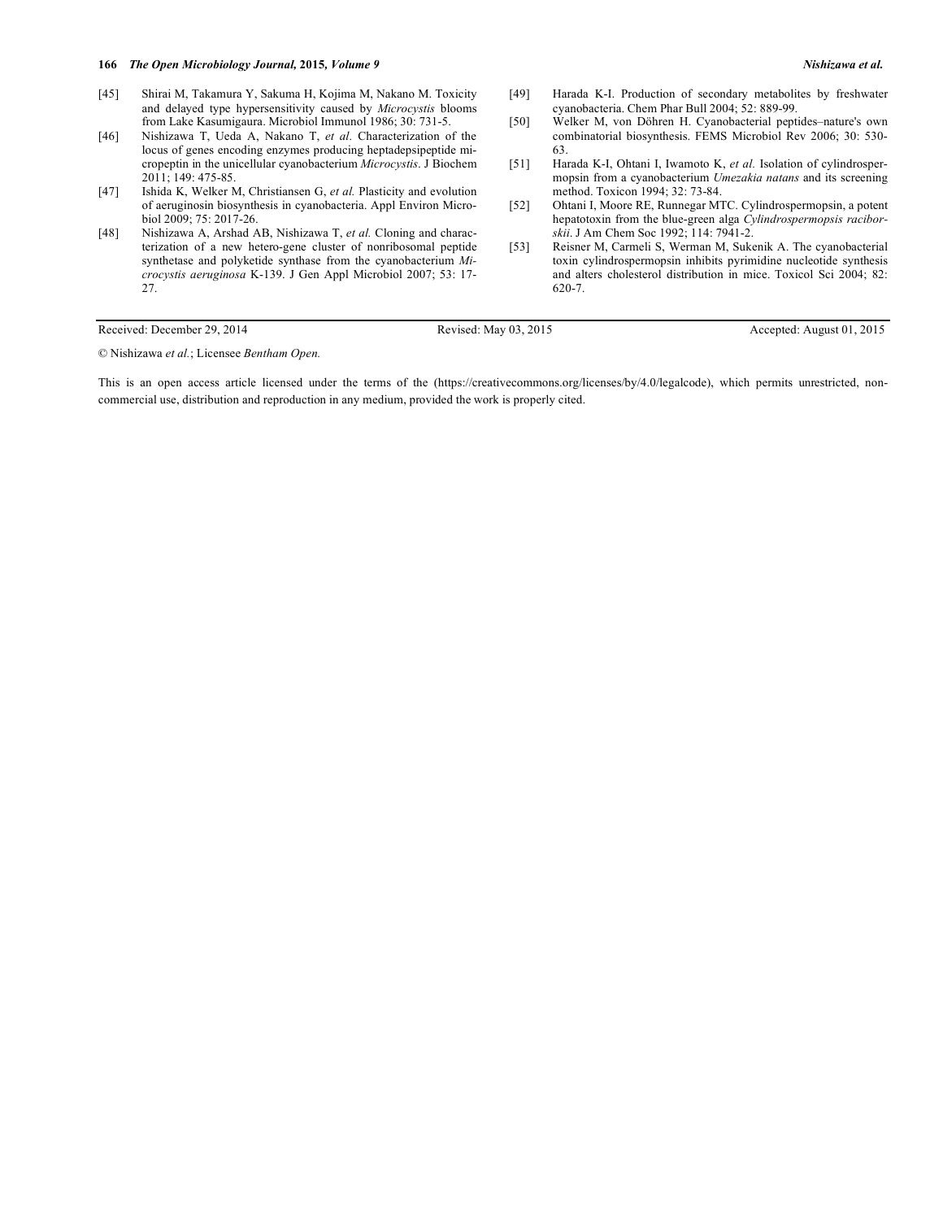[45] Shirai M, Takamura Y, Sakuma H, Kojima M, Nakano M. Toxicity and delayed type hypersensitivity caused by *Microcystis* blooms from Lake Kasumigaura. Microbiol Immunol 1986; 30: 731-5.

[46] Nishizawa T, Ueda A, Nakano T, *et al*. Characterization of the locus of genes encoding enzymes producing heptadepsipeptide micropeptin in the unicellular cyanobacterium *Microcystis*. J Biochem 2011; 149: 475-85.

[47] Ishida K, Welker M, Christiansen G, *et al.* Plasticity and evolution of aeruginosin biosynthesis in cyanobacteria. Appl Environ Microbiol 2009; 75: 2017-26.

[48] Nishizawa A, Arshad AB, Nishizawa T, *et al.* Cloning and characterization of a new hetero-gene cluster of nonribosomal peptide synthetase and polyketide synthase from the cyanobacterium *Microcystis aeruginosa* K-139. J Gen Appl Microbiol 2007; 53: 17-27.

[49] Harada K-I. Production of secondary metabolites by freshwater cyanobacteria. Chem Phar Bull 2004; 52: 889-99.

[50] Welker M, von Döhren H. Cyanobacterial peptides–nature's own combinatorial biosynthesis. FEMS Microbiol Rev 2006; 30: 530-63.

[51] Harada K-I, Ohtani I, Iwamoto K, *et al.* Isolation of cylindrospermopsin from a cyanobacterium *Umezakia natans* and its screening method. Toxicon 1994; 32: 73-84.

[52] Ohtani I, Moore RE, Runnegar MTC. Cylindrospermopsin, a potent hepatotoxin from the blue-green alga *Cylindrospermopsis raciborskii*. J Am Chem Soc 1992; 114: 7941-2.

[53] Reisner M, Carmeli S, Werman M, Sukenik A. The cyanobacterial toxin cylindrospermopsin inhibits pyrimidine nucleotide synthesis and alters cholesterol distribution in mice. Toxicol Sci 2004; 82: 620-7.

Received: December 29, 2014 Revised: May 03, 2015 Accepted: August 01, 2015

© Nishizawa *et al.*; Licensee *Bentham Open.*

This is an open access article licensed under the terms of the (https://creativecommons.org/licenses/by/4.0/legalcode), which permits unrestricted, non-commercial use, distribution and reproduction in any medium, provided the work is properly cited.